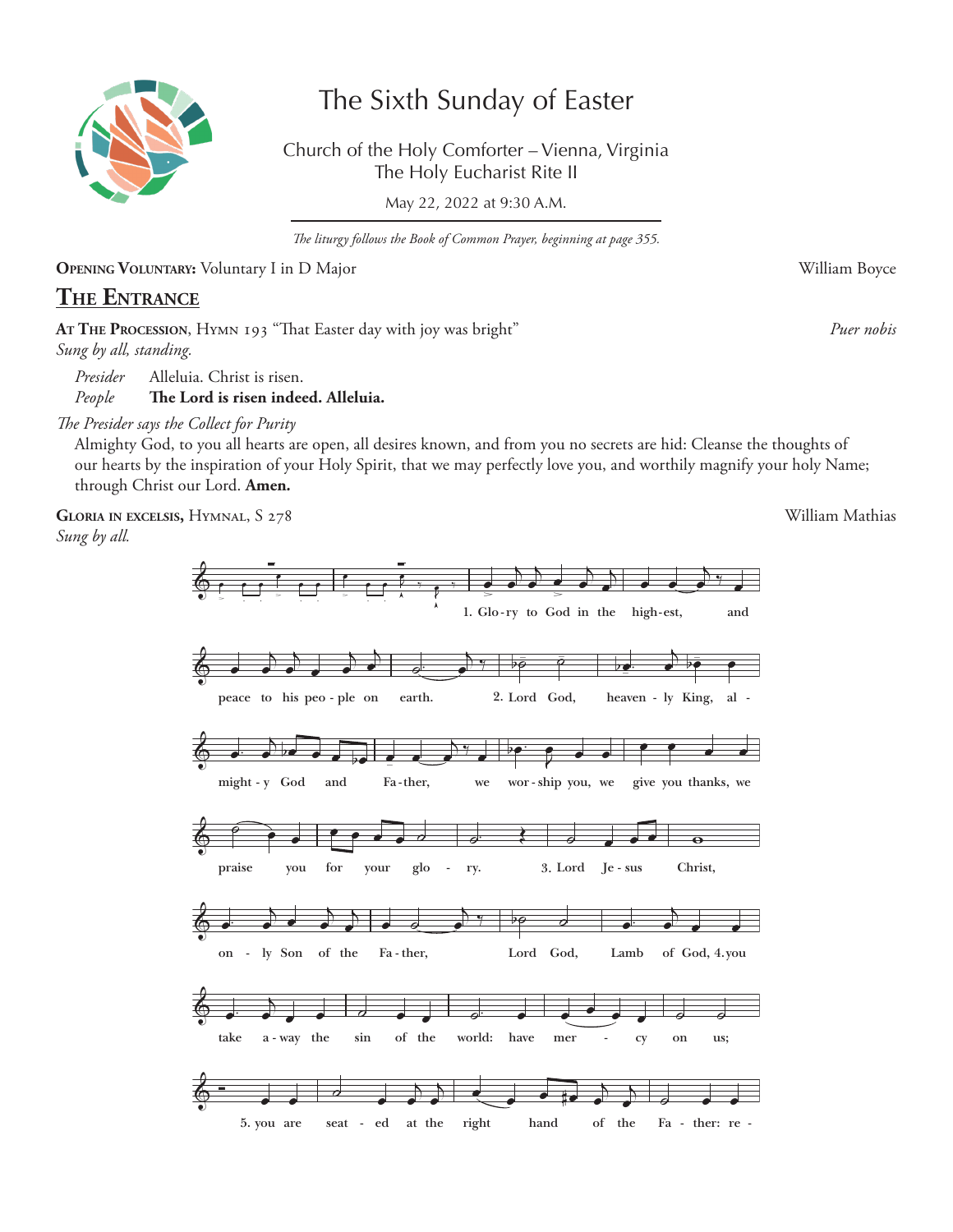# The Sixth Sunday of Easter

Church of the Holy Comforter – Vienna, Virginia
The Holy Eucharist Rite II

May 22, 2022 at 9:30 A.M.

*The liturgy follows the Book of Common Prayer, beginning at page 355.*

**Opening Voluntary:** Voluntary I in D Major — William Boyce

## The Entrance

**At The Procession**, Hymn 193 "That Easter day with joy was bright" — *Puer nobis*

*Sung by all, standing.*

*Presider* Alleluia. Christ is risen.
*People* **The Lord is risen indeed. Alleluia.**

*The Presider says the Collect for Purity*

Almighty God, to you all hearts are open, all desires known, and from you no secrets are hid: Cleanse the thoughts of our hearts by the inspiration of your Holy Spirit, that we may perfectly love you, and worthily magnify your holy Name; through Christ our Lord. **Amen.**

**Gloria in excelsis,** Hymnal, S 278 — William Mathias

*Sung by all.*

1. Glo-ry to God in the high-est, and peace to his peo-ple on earth.
2. Lord God, heaven-ly King, al-might-y God and Fa-ther, we wor-ship you, we give you thanks, we praise you for your glo-ry.
3. Lord Je-sus Christ, on-ly Son of the Fa-ther, Lord God, Lamb of God,
4. you take a-way the sin of the world: have mer-cy on us;
5. you are seat-ed at the right hand of the Fa-ther: re-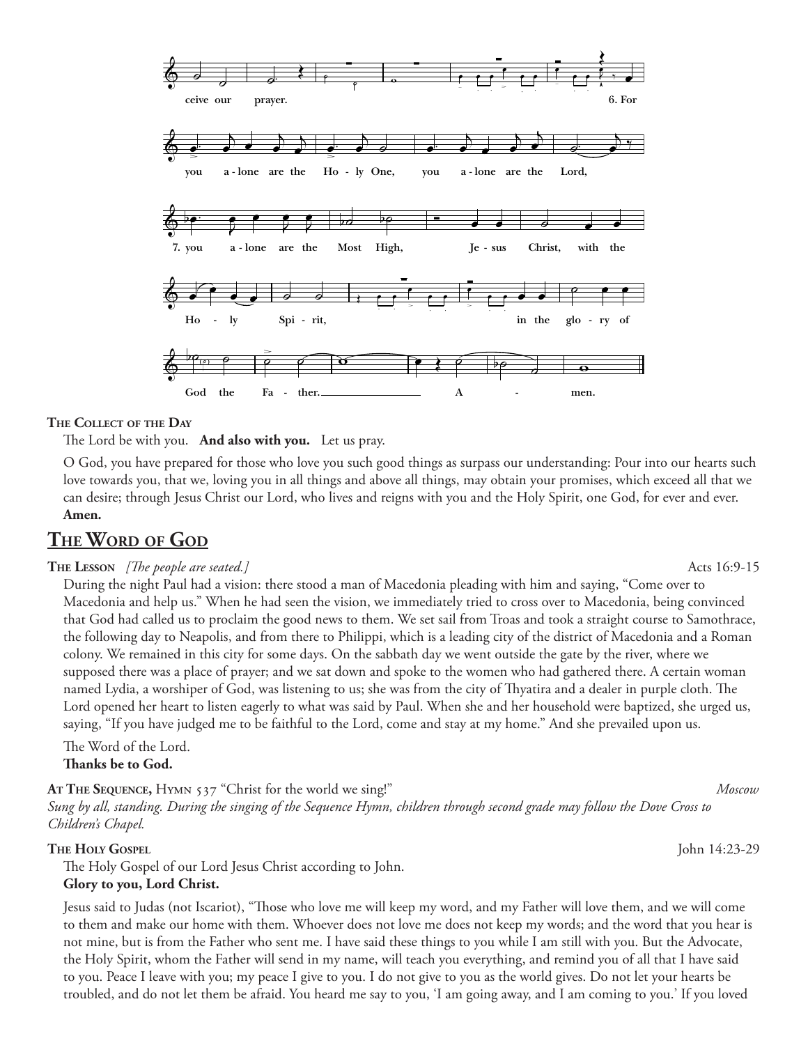ceive our prayer.

6. For you a-lone are the Ho-ly One, you a-lone are the Lord,

7. you a-lone are the Most High, Je-sus Christ, with the Ho-ly Spi-rit, in the glo-ry of God the Fa-ther. A-men.

**The Collect of the Day**

The Lord be with you. **And also with you.** Let us pray.

O God, you have prepared for those who love you such good things as surpass our understanding: Pour into our hearts such love towards you, that we, loving you in all things and above all things, may obtain your promises, which exceed all that we can desire; through Jesus Christ our Lord, who lives and reigns with you and the Holy Spirit, one God, for ever and ever. **Amen.**

## The Word of God

**The Lesson** *[The people are seated.]* Acts 16:9-15

During the night Paul had a vision: there stood a man of Macedonia pleading with him and saying, "Come over to Macedonia and help us." When he had seen the vision, we immediately tried to cross over to Macedonia, being convinced that God had called us to proclaim the good news to them. We set sail from Troas and took a straight course to Samothrace, the following day to Neapolis, and from there to Philippi, which is a leading city of the district of Macedonia and a Roman colony. We remained in this city for some days. On the sabbath day we went outside the gate by the river, where we supposed there was a place of prayer; and we sat down and spoke to the women who had gathered there. A certain woman named Lydia, a worshiper of God, was listening to us; she was from the city of Thyatira and a dealer in purple cloth. The Lord opened her heart to listen eagerly to what was said by Paul. When she and her household were baptized, she urged us, saying, "If you have judged me to be faithful to the Lord, come and stay at my home." And she prevailed upon us.

The Word of the Lord.
**Thanks be to God.**

**At the Sequence,** Hymn 537 "Christ for the world we sing!" *Moscow*
*Sung by all, standing. During the singing of the Sequence Hymn, children through second grade may follow the Dove Cross to Children's Chapel.*

**The Holy Gospel** John 14:23-29

The Holy Gospel of our Lord Jesus Christ according to John.
**Glory to you, Lord Christ.**

Jesus said to Judas (not Iscariot), "Those who love me will keep my word, and my Father will love them, and we will come to them and make our home with them. Whoever does not love me does not keep my words; and the word that you hear is not mine, but is from the Father who sent me. I have said these things to you while I am still with you. But the Advocate, the Holy Spirit, whom the Father will send in my name, will teach you everything, and remind you of all that I have said to you. Peace I leave with you; my peace I give to you. I do not give to you as the world gives. Do not let your hearts be troubled, and do not let them be afraid. You heard me say to you, 'I am going away, and I am coming to you.' If you loved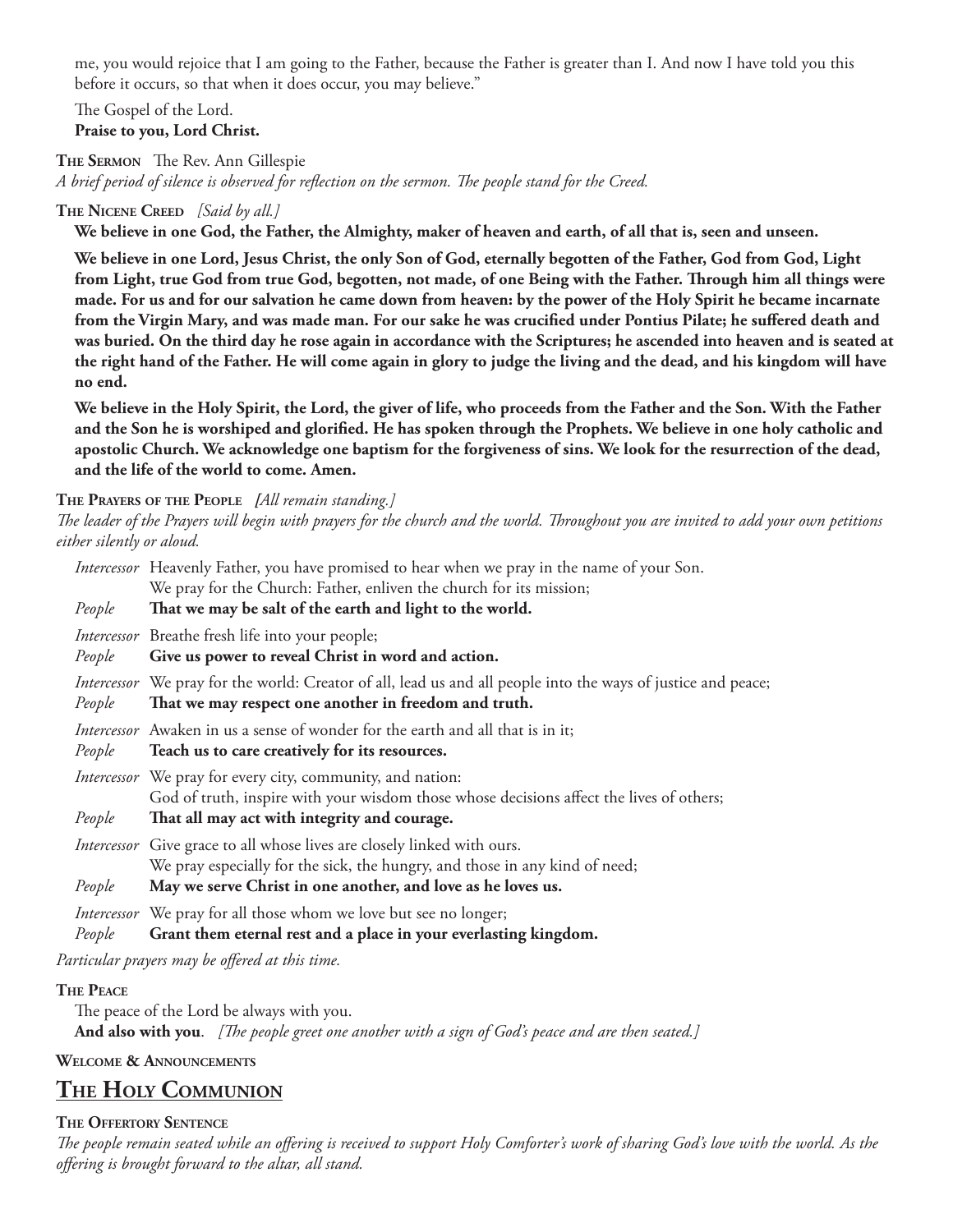me, you would rejoice that I am going to the Father, because the Father is greater than I. And now I have told you this before it occurs, so that when it does occur, you may believe."

The Gospel of the Lord.
**Praise to you, Lord Christ.**

**The Sermon** The Rev. Ann Gillespie
*A brief period of silence is observed for reflection on the sermon. The people stand for the Creed.*

**The Nicene Creed** *[Said by all.]*

**We believe in one God, the Father, the Almighty, maker of heaven and earth, of all that is, seen and unseen.**

**We believe in one Lord, Jesus Christ, the only Son of God, eternally begotten of the Father, God from God, Light from Light, true God from true God, begotten, not made, of one Being with the Father. Through him all things were made. For us and for our salvation he came down from heaven: by the power of the Holy Spirit he became incarnate from the Virgin Mary, and was made man. For our sake he was crucified under Pontius Pilate; he suffered death and was buried. On the third day he rose again in accordance with the Scriptures; he ascended into heaven and is seated at the right hand of the Father. He will come again in glory to judge the living and the dead, and his kingdom will have no end.**

**We believe in the Holy Spirit, the Lord, the giver of life, who proceeds from the Father and the Son. With the Father and the Son he is worshiped and glorified. He has spoken through the Prophets. We believe in one holy catholic and apostolic Church. We acknowledge one baptism for the forgiveness of sins. We look for the resurrection of the dead, and the life of the world to come. Amen.**

**The Prayers of the People** *[All remain standing.]*
*The leader of the Prayers will begin with prayers for the church and the world. Throughout you are invited to add your own petitions either silently or aloud.*

*Intercessor* Heavenly Father, you have promised to hear when we pray in the name of your Son.
We pray for the Church: Father, enliven the church for its mission;
*People* **That we may be salt of the earth and light to the world.**

*Intercessor* Breathe fresh life into your people;
*People* **Give us power to reveal Christ in word and action.**

*Intercessor* We pray for the world: Creator of all, lead us and all people into the ways of justice and peace;
*People* **That we may respect one another in freedom and truth.**

*Intercessor* Awaken in us a sense of wonder for the earth and all that is in it;
*People* **Teach us to care creatively for its resources.**

*Intercessor* We pray for every city, community, and nation:
God of truth, inspire with your wisdom those whose decisions affect the lives of others;
*People* **That all may act with integrity and courage.**

*Intercessor* Give grace to all whose lives are closely linked with ours.
We pray especially for the sick, the hungry, and those in any kind of need;
*People* **May we serve Christ in one another, and love as he loves us.**

*Intercessor* We pray for all those whom we love but see no longer;
*People* **Grant them eternal rest and a place in your everlasting kingdom.**

*Particular prayers may be offered at this time.*

**The Peace**

The peace of the Lord be always with you.
**And also with you**. *[The people greet one another with a sign of God's peace and are then seated.]*

**Welcome & Announcements**

## The Holy Communion

**The Offertory Sentence**
*The people remain seated while an offering is received to support Holy Comforter's work of sharing God's love with the world. As the offering is brought forward to the altar, all stand.*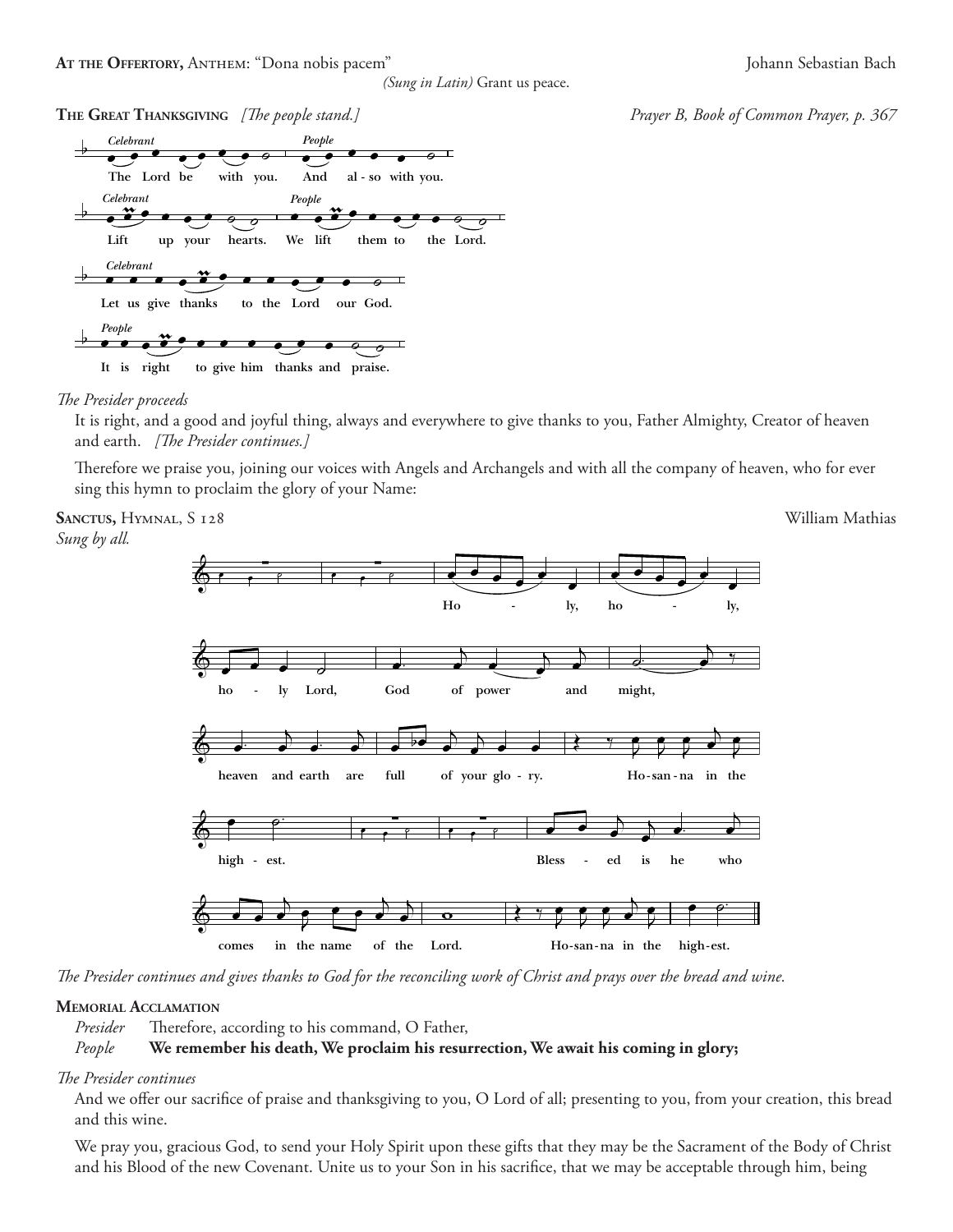**At the Offertory,** Anthem: "Dona nobis pacem" Johann Sebastian Bach

*(Sung in Latin)* Grant us peace.

**The Great Thanksgiving** *[The people stand.]* *Prayer B, Book of Common Prayer, p. 367*

*Celebrant* The Lord be with you. *People* And also with you.

*Celebrant* Lift up your hearts. *People* We lift them to the Lord.

*Celebrant* Let us give thanks to the Lord our God.

*People* It is right to give him thanks and praise.

*The Presider proceeds*

It is right, and a good and joyful thing, always and everywhere to give thanks to you, Father Almighty, Creator of heaven and earth. *[The Presider continues.]*

Therefore we praise you, joining our voices with Angels and Archangels and with all the company of heaven, who for ever sing this hymn to proclaim the glory of your Name:

**Sanctus,** Hymnal, S 128 William Mathias

*Sung by all.*

Holy, holy, holy Lord, God of power and might, heaven and earth are full of your glory. Hosanna in the highest. Blessed is he who comes in the name of the Lord. Hosanna in the highest.

*The Presider continues and gives thanks to God for the reconciling work of Christ and prays over the bread and wine.*

**Memorial Acclamation**

*Presider* Therefore, according to his command, O Father,

*People* **We remember his death, We proclaim his resurrection, We await his coming in glory;**

*The Presider continues*

And we offer our sacrifice of praise and thanksgiving to you, O Lord of all; presenting to you, from your creation, this bread and this wine.

We pray you, gracious God, to send your Holy Spirit upon these gifts that they may be the Sacrament of the Body of Christ and his Blood of the new Covenant. Unite us to your Son in his sacrifice, that we may be acceptable through him, being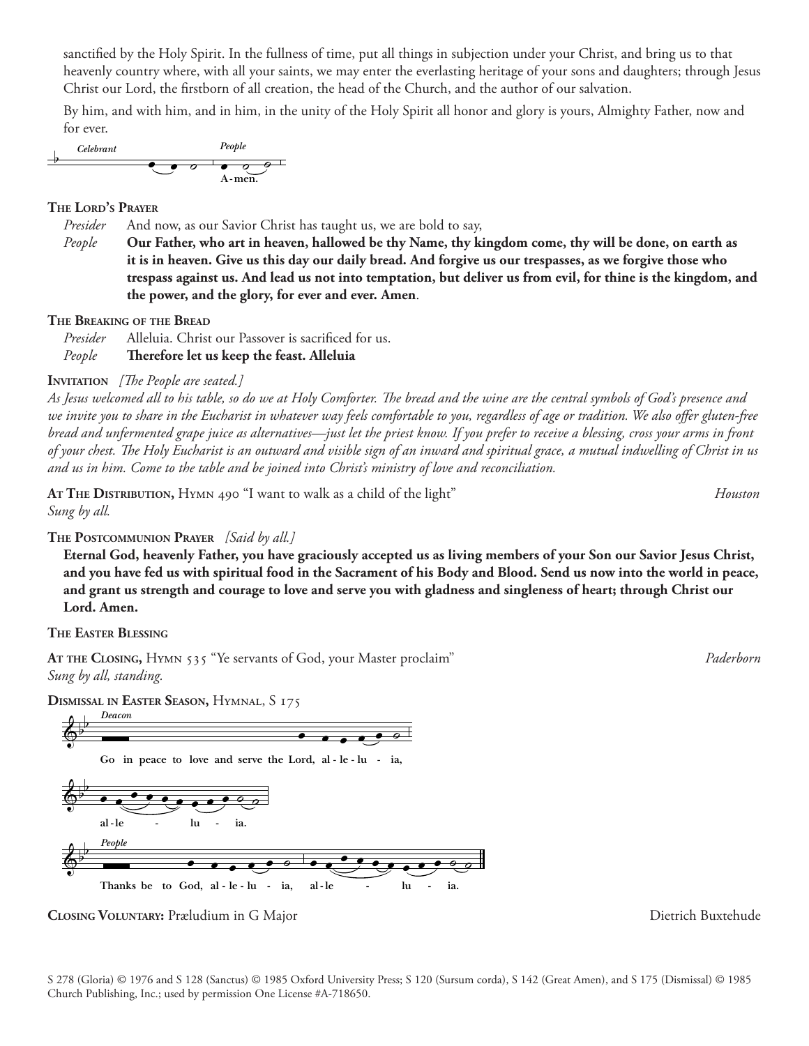sanctified by the Holy Spirit. In the fullness of time, put all things in subjection under your Christ, and bring us to that heavenly country where, with all your saints, we may enter the everlasting heritage of your sons and daughters; through Jesus Christ our Lord, the firstborn of all creation, the head of the Church, and the author of our salvation.

By him, and with him, and in him, in the unity of the Holy Spirit all honor and glory is yours, Almighty Father, now and for ever.

*Celebrant* *People*
A-men.

**The Lord's Prayer**

*Presider* And now, as our Savior Christ has taught us, we are bold to say,

*People* **Our Father, who art in heaven, hallowed be thy Name, thy kingdom come, thy will be done, on earth as it is in heaven. Give us this day our daily bread. And forgive us our trespasses, as we forgive those who trespass against us. And lead us not into temptation, but deliver us from evil, for thine is the kingdom, and the power, and the glory, for ever and ever. Amen**.

**The Breaking of the Bread**

*Presider* Alleluia. Christ our Passover is sacrificed for us.

*People* **Therefore let us keep the feast. Alleluia**

**Invitation** *[The People are seated.]*

*As Jesus welcomed all to his table, so do we at Holy Comforter. The bread and the wine are the central symbols of God's presence and we invite you to share in the Eucharist in whatever way feels comfortable to you, regardless of age or tradition. We also offer gluten-free bread and unfermented grape juice as alternatives—just let the priest know. If you prefer to receive a blessing, cross your arms in front of your chest. The Holy Eucharist is an outward and visible sign of an inward and spiritual grace, a mutual indwelling of Christ in us and us in him. Come to the table and be joined into Christ's ministry of love and reconciliation.*

**At The Distribution,** Hymn 490 "I want to walk as a child of the light" *Houston*
*Sung by all.*

**The Postcommunion Prayer** *[Said by all.]*

**Eternal God, heavenly Father, you have graciously accepted us as living members of your Son our Savior Jesus Christ, and you have fed us with spiritual food in the Sacrament of his Body and Blood. Send us now into the world in peace, and grant us strength and courage to love and serve you with gladness and singleness of heart; through Christ our Lord. Amen.**

**The Easter Blessing**

**At the Closing,** Hymn 535 "Ye servants of God, your Master proclaim" *Paderborn*
*Sung by all, standing.*

**Dismissal in Easter Season,** Hymnal, S 175

*Deacon*
Go in peace to love and serve the Lord, al-le-lu-ia,
al-le-lu-ia.

*People*
Thanks be to God, al-le-lu-ia, al-le-lu-ia.

**Closing Voluntary:** Præludium in G Major Dietrich Buxtehude

S 278 (Gloria) © 1976 and S 128 (Sanctus) © 1985 Oxford University Press; S 120 (Sursum corda), S 142 (Great Amen), and S 175 (Dismissal) © 1985 Church Publishing, Inc.; used by permission One License #A-718650.